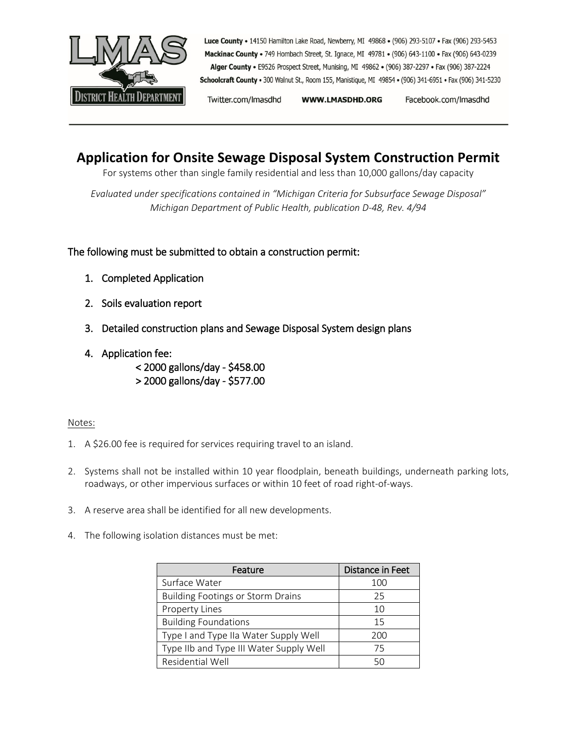Luce County • 14150 Hamilton Lake Road, Newberry, MI 49868 • (906) 293-5107 • Fax (906) 293-5453
Mackinac County • 749 Hombach Street, St. Ignace, MI 49781 • (906) 643-1100 • Fax (906) 643-0239
Alger County • E9526 Prospect Street, Munising, MI 49862 • (906) 387-2297 • Fax (906) 387-2224
Schoolcraft County • 300 Walnut St., Room 155, Manistique, MI 49854 • (906) 341-6951 • Fax (906) 341-5230

Twitter.com/lmasdhd **WWW.LMASDHD.ORG** Facebook.com/lmasdhd

# Application for Onsite Sewage Disposal System Construction Permit

For systems other than single family residential and less than 10,000 gallons/day capacity

*Evaluated under specifications contained in "Michigan Criteria for Subsurface Sewage Disposal" Michigan Department of Public Health, publication D-48, Rev. 4/94*

## The following must be submitted to obtain a construction permit:

1. Completed Application
2. Soils evaluation report
3. Detailed construction plans and Sewage Disposal System design plans
4. Application fee:
   < 2000 gallons/day - $458.00
   > 2000 gallons/day - $577.00

Notes:

1. A $26.00 fee is required for services requiring travel to an island.
2. Systems shall not be installed within 10 year floodplain, beneath buildings, underneath parking lots, roadways, or other impervious surfaces or within 10 feet of road right-of-ways.
3. A reserve area shall be identified for all new developments.
4. The following isolation distances must be met:

| Feature | Distance in Feet |
| --- | --- |
| Surface Water | 100 |
| Building Footings or Storm Drains | 25 |
| Property Lines | 10 |
| Building Foundations | 15 |
| Type I and Type IIa Water Supply Well | 200 |
| Type IIb and Type III Water Supply Well | 75 |
| Residential Well | 50 |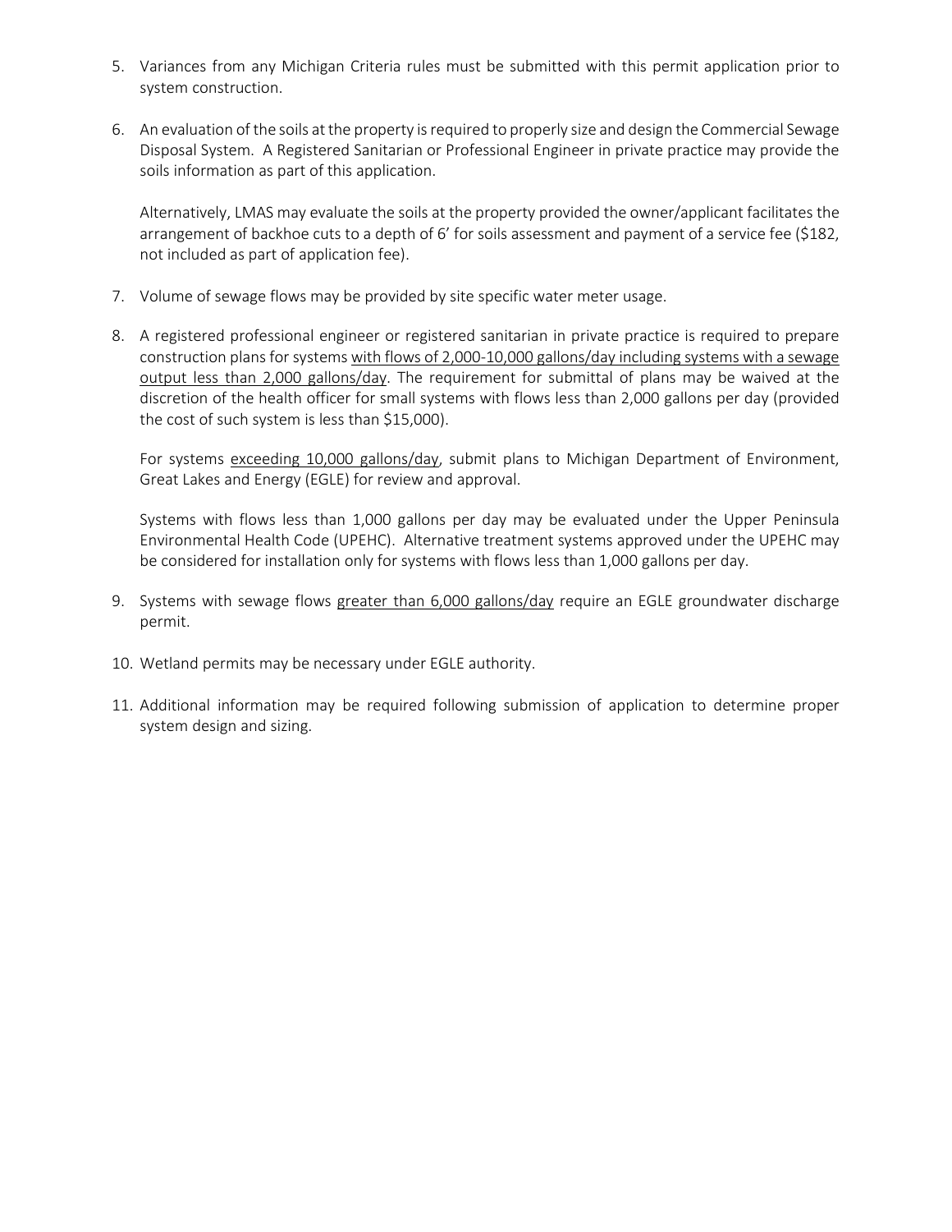5. Variances from any Michigan Criteria rules must be submitted with this permit application prior to system construction.

6. An evaluation of the soils at the property is required to properly size and design the Commercial Sewage Disposal System. A Registered Sanitarian or Professional Engineer in private practice may provide the soils information as part of this application.

   Alternatively, LMAS may evaluate the soils at the property provided the owner/applicant facilitates the arrangement of backhoe cuts to a depth of 6' for soils assessment and payment of a service fee ($182, not included as part of application fee).

7. Volume of sewage flows may be provided by site specific water meter usage.

8. A registered professional engineer or registered sanitarian in private practice is required to prepare construction plans for systems with flows of 2,000-10,000 gallons/day including systems with a sewage output less than 2,000 gallons/day. The requirement for submittal of plans may be waived at the discretion of the health officer for small systems with flows less than 2,000 gallons per day (provided the cost of such system is less than $15,000).

   For systems exceeding 10,000 gallons/day, submit plans to Michigan Department of Environment, Great Lakes and Energy (EGLE) for review and approval.

   Systems with flows less than 1,000 gallons per day may be evaluated under the Upper Peninsula Environmental Health Code (UPEHC). Alternative treatment systems approved under the UPEHC may be considered for installation only for systems with flows less than 1,000 gallons per day.

9. Systems with sewage flows greater than 6,000 gallons/day require an EGLE groundwater discharge permit.

10. Wetland permits may be necessary under EGLE authority.

11. Additional information may be required following submission of application to determine proper system design and sizing.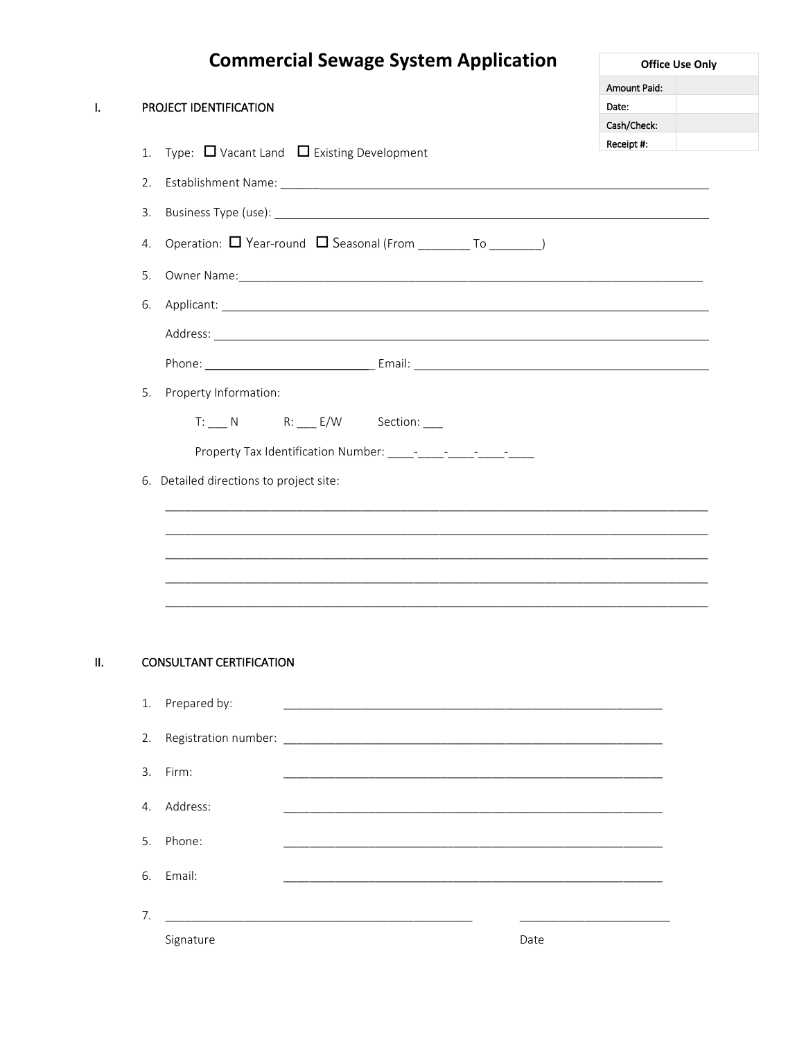# Commercial Sewage System Application

| Office Use Only | |
|---|---|
| Amount Paid: | |
| Date: | |
| Cash/Check: | |
| Receipt #: | |

## I. PROJECT IDENTIFICATION

1. Type: ☐ Vacant Land ☐ Existing Development
2. Establishment Name: ______________________________
3. Business Type (use): ______________________________
4. Operation: ☐ Year-round ☐ Seasonal (From ________ To ________)
5. Owner Name: ______________________________
6. Applicant: ______________________________

   Address: ______________________________

   Phone: ______________________________ Email: ______________________________

5. Property Information:

   T: ___ N    R: ___ E/W    Section: ___

   Property Tax Identification Number: ____-____-____-____-____

6. Detailed directions to project site:

   ______________________________________________________________________________

   ______________________________________________________________________________

   ______________________________________________________________________________

   ______________________________________________________________________________

   ______________________________________________________________________________

## II. CONSULTANT CERTIFICATION

1. Prepared by: ______________________________
2. Registration number: ______________________________
3. Firm: ______________________________
4. Address: ______________________________
5. Phone: ______________________________
6. Email: ______________________________
7. ______________________________ ______________________

   Signature    Date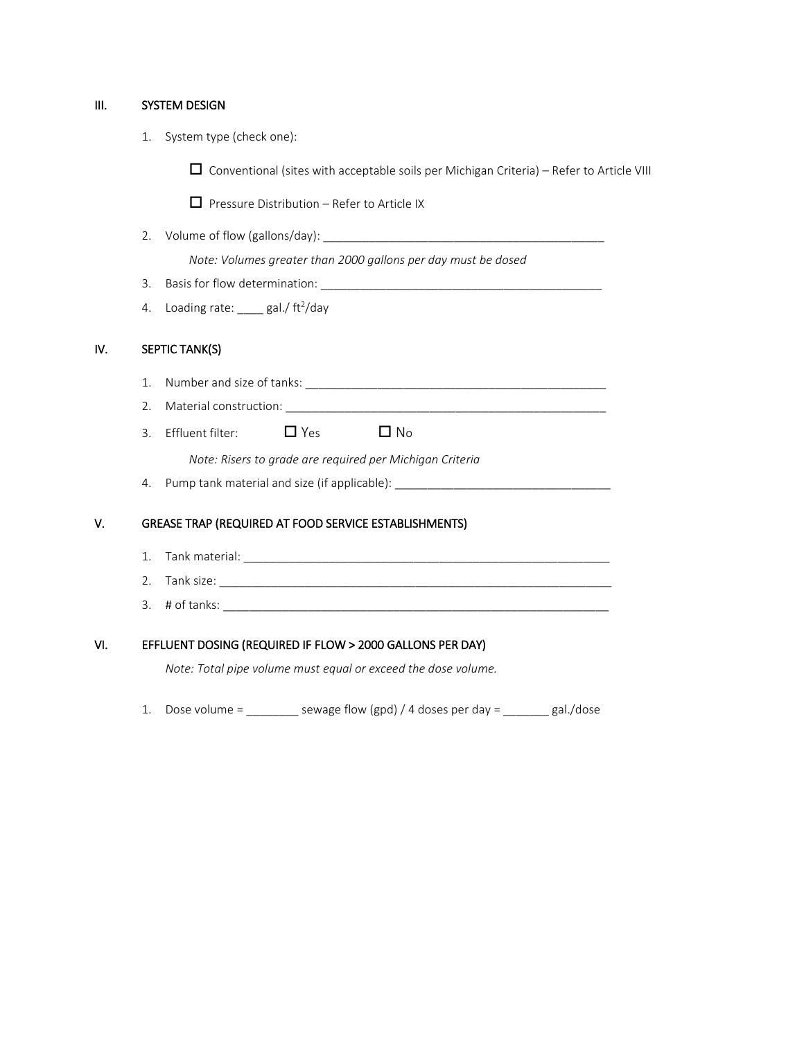## III. SYSTEM DESIGN

1. System type (check one):

   ☐ Conventional (sites with acceptable soils per Michigan Criteria) – Refer to Article VIII

   ☐ Pressure Distribution – Refer to Article IX

2. Volume of flow (gallons/day): ____________________________________________

   *Note: Volumes greater than 2000 gallons per day must be dosed*

3. Basis for flow determination: ____________________________________________

4. Loading rate: ____ gal./ $ft^2$/day

## IV. SEPTIC TANK(S)

1. Number and size of tanks: ________________________________________________

2. Material construction: ___________________________________________________

3. Effluent filter: ☐ Yes ☐ No

   *Note: Risers to grade are required per Michigan Criteria*

4. Pump tank material and size (if applicable): ________________________________

## V. GREASE TRAP (REQUIRED AT FOOD SERVICE ESTABLISHMENTS)

1. Tank material: __________________________________________________________

2. Tank size: _____________________________________________________________

3. # of tanks: _____________________________________________________________

## VI. EFFLUENT DOSING (REQUIRED IF FLOW > 2000 GALLONS PER DAY)

*Note: Total pipe volume must equal or exceed the dose volume.*

1. Dose volume = ________ sewage flow (gpd) / 4 doses per day = _______ gal./dose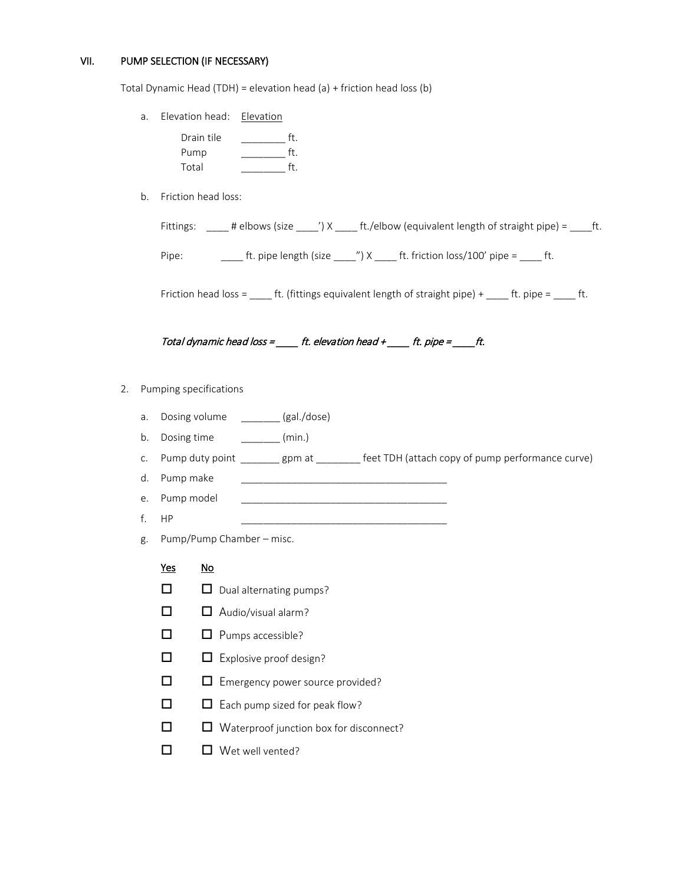## VII. PUMP SELECTION (IF NECESSARY)

Total Dynamic Head (TDH) = elevation head (a) + friction head loss (b)

a. Elevation head: <u>Elevation</u>

Drain tile ________ ft.
Pump ________ ft.
Total ________ ft.

b. Friction head loss:

Fittings: ____ # elbows (size ____') X ____ ft./elbow (equivalent length of straight pipe) = ____ft.

Pipe: ____ ft. pipe length (size ____") X ____ ft. friction loss/100' pipe = ____ ft.

Friction head loss = ____ ft. (fittings equivalent length of straight pipe) + ____ ft. pipe = ____ ft.

*Total dynamic head loss = ____ ft. elevation head + ____ ft. pipe = ____ft.*

2. Pumping specifications

a. Dosing volume _______ (gal./dose)

b. Dosing time _______ (min.)

c. Pump duty point _______ gpm at ________ feet TDH (attach copy of pump performance curve)

d. Pump make ______________________________________

e. Pump model ______________________________________

f. HP ______________________________________

g. Pump/Pump Chamber – misc.

| Yes | No | |
|---|---|---|
| ☐ | ☐ | Dual alternating pumps? |
| ☐ | ☐ | Audio/visual alarm? |
| ☐ | ☐ | Pumps accessible? |
| ☐ | ☐ | Explosive proof design? |
| ☐ | ☐ | Emergency power source provided? |
| ☐ | ☐ | Each pump sized for peak flow? |
| ☐ | ☐ | Waterproof junction box for disconnect? |
| ☐ | ☐ | Wet well vented? |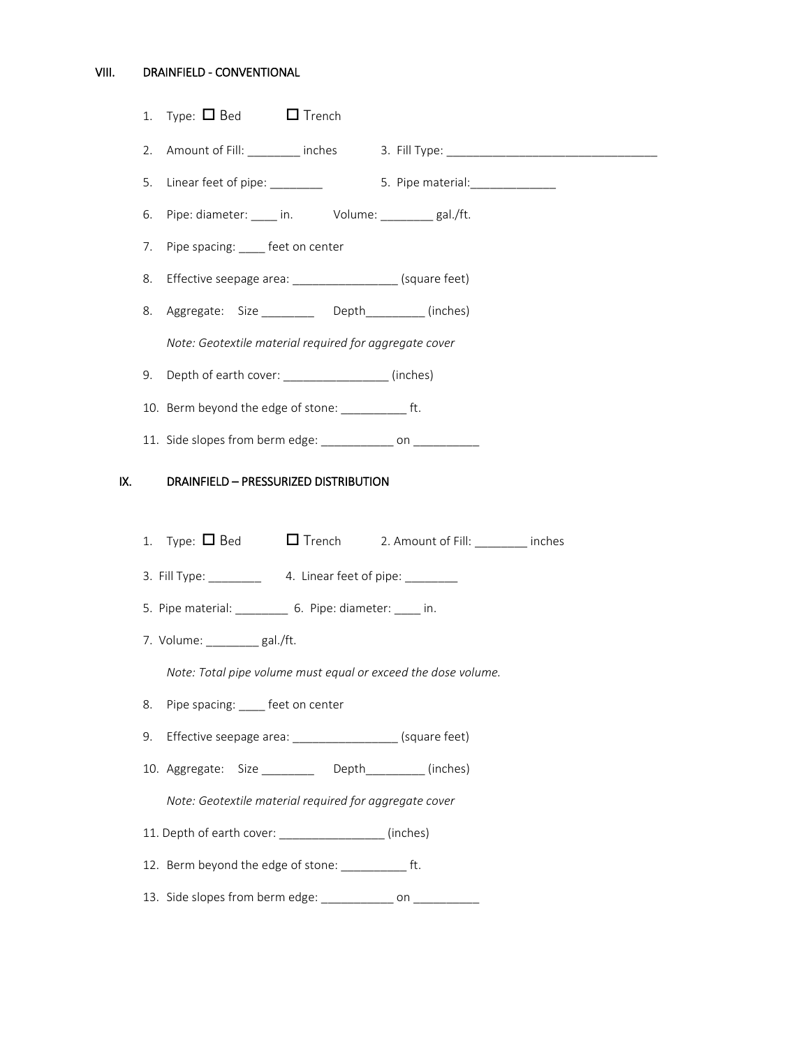## VIII. DRAINFIELD - CONVENTIONAL

1. Type: ☐ Bed ☐ Trench

2. Amount of Fill: ________ inches 3. Fill Type: _________________________________

5. Linear feet of pipe: ________ 5. Pipe material:_____________

6. Pipe: diameter: ____ in. Volume: ________ gal./ft.

7. Pipe spacing: ____ feet on center

8. Effective seepage area: ________________ (square feet)

8. Aggregate: Size ________ Depth_________ (inches)

   *Note: Geotextile material required for aggregate cover*

9. Depth of earth cover: ________________ (inches)

10. Berm beyond the edge of stone: __________ ft.

11. Side slopes from berm edge: ___________ on __________

## IX. DRAINFIELD – PRESSURIZED DISTRIBUTION

1. Type: ☐ Bed ☐ Trench 2. Amount of Fill: ________ inches

3. Fill Type: ________ 4. Linear feet of pipe: ________

5. Pipe material: ________ 6. Pipe: diameter: ____ in.

7. Volume: ________ gal./ft.

   *Note: Total pipe volume must equal or exceed the dose volume.*

8. Pipe spacing: ____ feet on center

9. Effective seepage area: ________________ (square feet)

10. Aggregate: Size ________ Depth_________ (inches)

    *Note: Geotextile material required for aggregate cover*

11. Depth of earth cover: ________________ (inches)

12. Berm beyond the edge of stone: __________ ft.

13. Side slopes from berm edge: ___________ on __________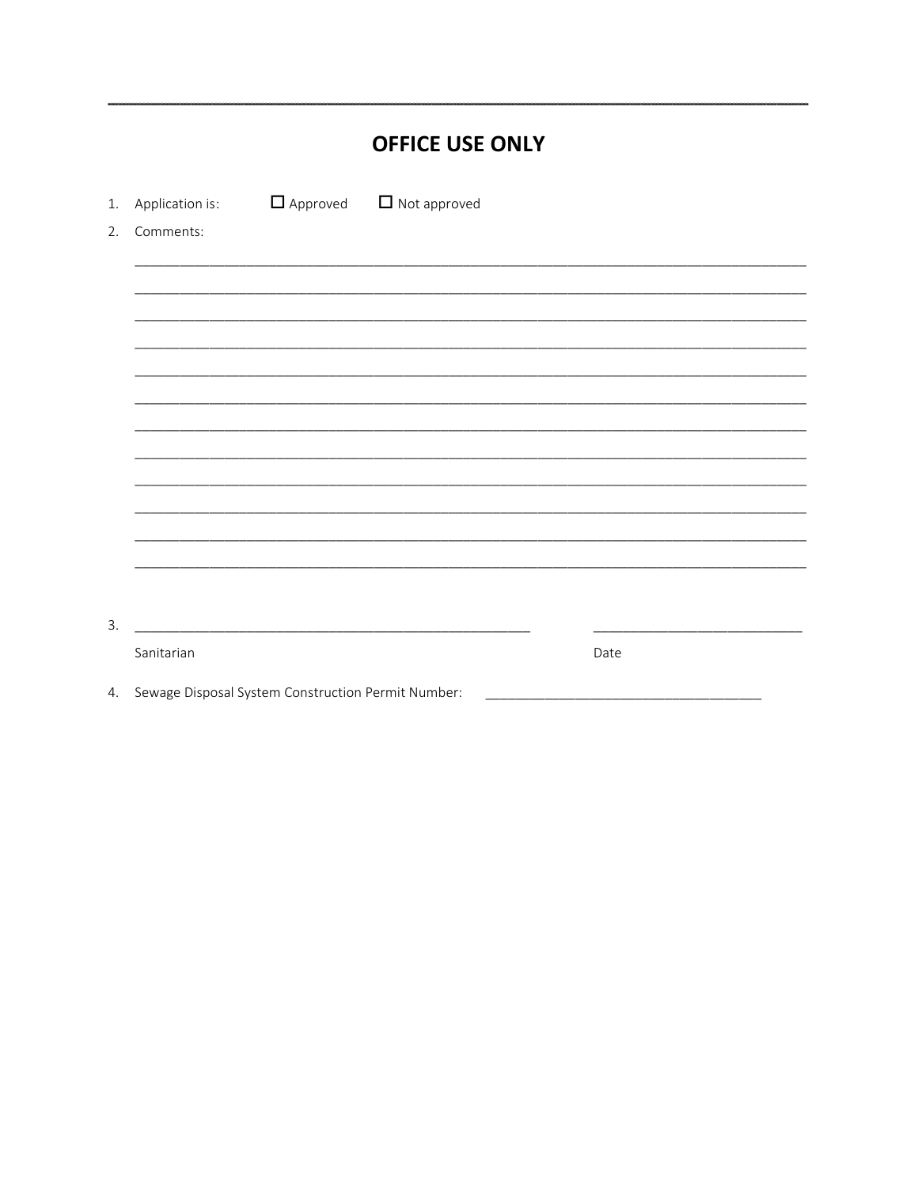---

## OFFICE USE ONLY

1. Application is: ☐ Approved ☐ Not approved
2. Comments:

________________________________________________________________________________
________________________________________________________________________________
________________________________________________________________________________
________________________________________________________________________________
________________________________________________________________________________
________________________________________________________________________________
________________________________________________________________________________
________________________________________________________________________________
________________________________________________________________________________
________________________________________________________________________________
________________________________________________________________________________
________________________________________________________________________________

3. ____________________________________________ ________________________

   Sanitarian Date

4. Sewage Disposal System Construction Permit Number: ________________________________